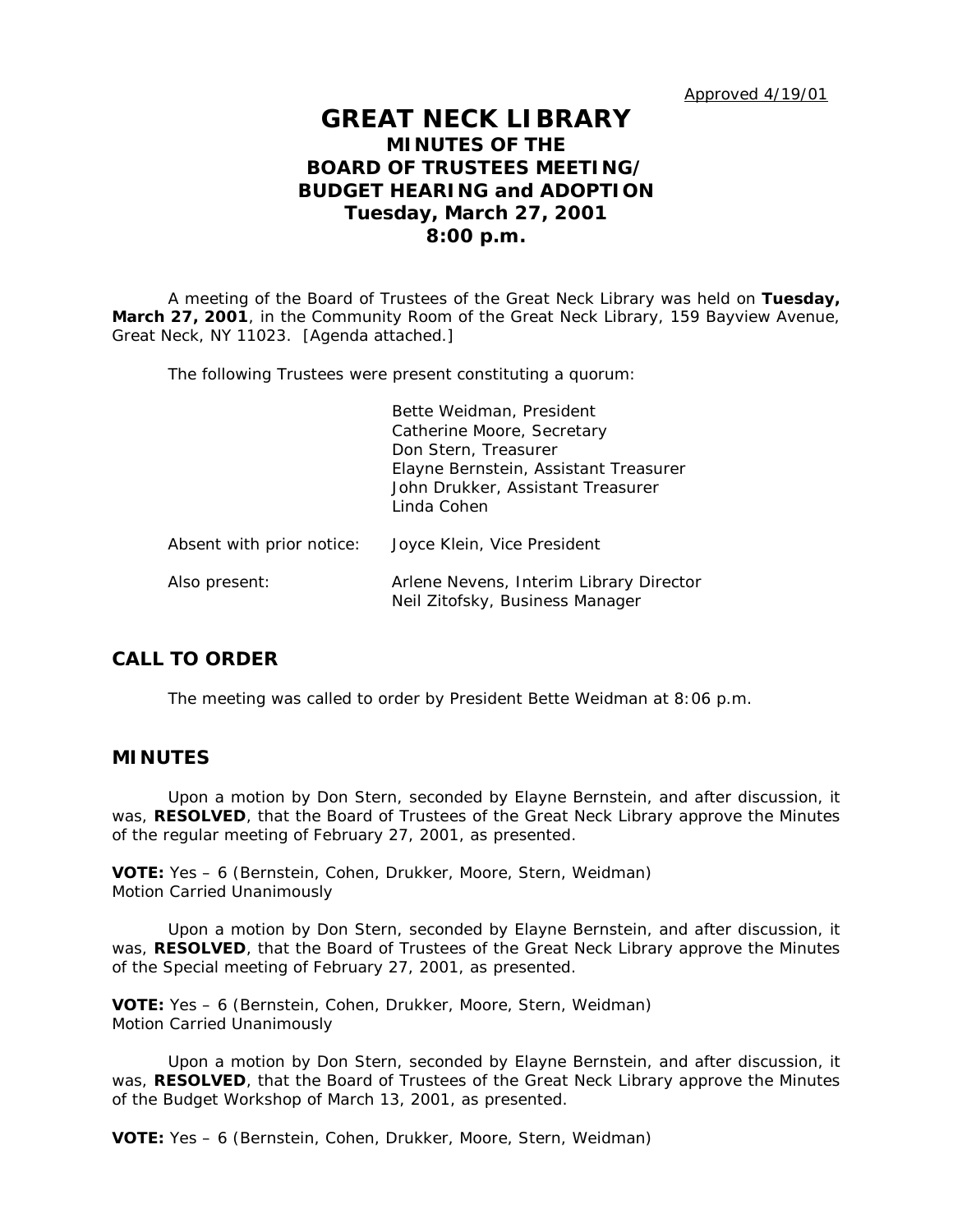Approved 4/19/01

# GREAT NECK LIBRARY

## MINUTES OF THE BOARD OF TRUSTEES MEETING/ BUDGET HEARING and ADOPTION

### Tuesday, March 27, 2001
### 8:00 p.m.

A meeting of the Board of Trustees of the Great Neck Library was held on **Tuesday, March 27, 2001**, in the Community Room of the Great Neck Library, 159 Bayview Avenue, Great Neck, NY 11023. [Agenda attached.]

The following Trustees were present constituting a quorum:

Bette Weidman, President
Catherine Moore, Secretary
Don Stern, Treasurer
Elayne Bernstein, Assistant Treasurer
John Drukker, Assistant Treasurer
Linda Cohen

Absent with prior notice: Joyce Klein, Vice President

Also present: Arlene Nevens, Interim Library Director
Neil Zitofsky, Business Manager

## CALL TO ORDER

The meeting was called to order by President Bette Weidman at 8:06 p.m.

## MINUTES

Upon a motion by Don Stern, seconded by Elayne Bernstein, and after discussion, it was, **RESOLVED**, that the Board of Trustees of the Great Neck Library approve the Minutes of the regular meeting of February 27, 2001, as presented.

**VOTE:** Yes – 6 (Bernstein, Cohen, Drukker, Moore, Stern, Weidman)
Motion Carried Unanimously

Upon a motion by Don Stern, seconded by Elayne Bernstein, and after discussion, it was, **RESOLVED**, that the Board of Trustees of the Great Neck Library approve the Minutes of the Special meeting of February 27, 2001, as presented.

**VOTE:** Yes – 6 (Bernstein, Cohen, Drukker, Moore, Stern, Weidman)
Motion Carried Unanimously

Upon a motion by Don Stern, seconded by Elayne Bernstein, and after discussion, it was, **RESOLVED**, that the Board of Trustees of the Great Neck Library approve the Minutes of the Budget Workshop of March 13, 2001, as presented.

**VOTE:** Yes – 6 (Bernstein, Cohen, Drukker, Moore, Stern, Weidman)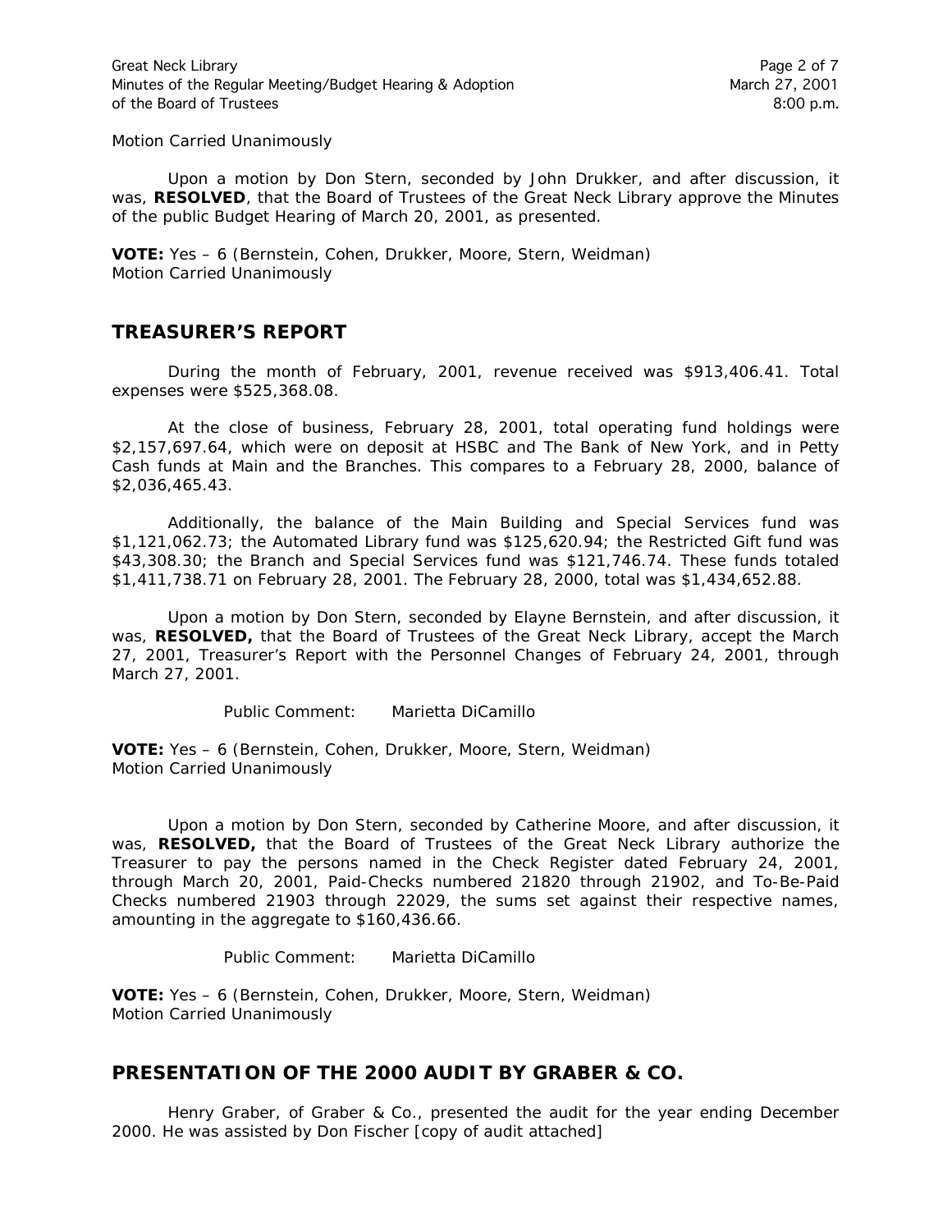Motion Carried Unanimously

Upon a motion by Don Stern, seconded by John Drukker, and after discussion, it was, **RESOLVED**, that the Board of Trustees of the Great Neck Library approve the Minutes of the public Budget Hearing of March 20, 2001, as presented.

**VOTE:** Yes – 6 (Bernstein, Cohen, Drukker, Moore, Stern, Weidman)
Motion Carried Unanimously

## TREASURER'S REPORT

During the month of February, 2001, revenue received was $913,406.41. Total expenses were $525,368.08.

At the close of business, February 28, 2001, total operating fund holdings were $2,157,697.64, which were on deposit at HSBC and The Bank of New York, and in Petty Cash funds at Main and the Branches. This compares to a February 28, 2000, balance of $2,036,465.43.

Additionally, the balance of the Main Building and Special Services fund was $1,121,062.73; the Automated Library fund was $125,620.94; the Restricted Gift fund was $43,308.30; the Branch and Special Services fund was $121,746.74. These funds totaled $1,411,738.71 on February 28, 2001. The February 28, 2000, total was $1,434,652.88.

Upon a motion by Don Stern, seconded by Elayne Bernstein, and after discussion, it was, **RESOLVED,** that the Board of Trustees of the Great Neck Library, accept the March 27, 2001, Treasurer's Report with the Personnel Changes of February 24, 2001, through March 27, 2001.

Public Comment: Marietta DiCamillo

**VOTE:** Yes – 6 (Bernstein, Cohen, Drukker, Moore, Stern, Weidman)
Motion Carried Unanimously

Upon a motion by Don Stern, seconded by Catherine Moore, and after discussion, it was, **RESOLVED,** that the Board of Trustees of the Great Neck Library authorize the Treasurer to pay the persons named in the Check Register dated February 24, 2001, through March 20, 2001, Paid-Checks numbered 21820 through 21902, and To-Be-Paid Checks numbered 21903 through 22029, the sums set against their respective names, amounting in the aggregate to $160,436.66.

Public Comment: Marietta DiCamillo

**VOTE:** Yes – 6 (Bernstein, Cohen, Drukker, Moore, Stern, Weidman)
Motion Carried Unanimously

## PRESENTATION OF THE 2000 AUDIT BY GRABER & CO.

Henry Graber, of Graber & Co., presented the audit for the year ending December 2000. He was assisted by Don Fischer [copy of audit attached]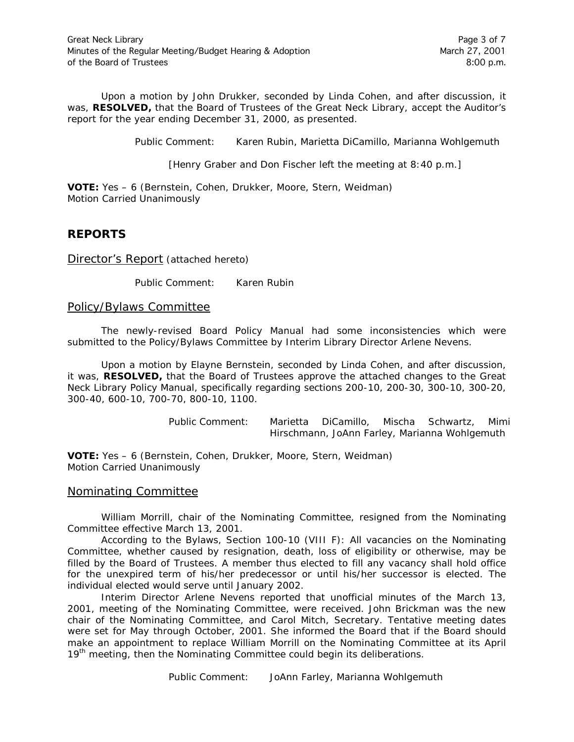Upon a motion by John Drukker, seconded by Linda Cohen, and after discussion, it was, **RESOLVED,** that the Board of Trustees of the Great Neck Library, accept the Auditor's report for the year ending December 31, 2000, as presented.

Public Comment: Karen Rubin, Marietta DiCamillo, Marianna Wohlgemuth

[Henry Graber and Don Fischer left the meeting at 8:40 p.m.]

**VOTE:** Yes – 6 (Bernstein, Cohen, Drukker, Moore, Stern, Weidman)
Motion Carried Unanimously

## REPORTS

### Director's Report (attached hereto)

Public Comment: Karen Rubin

### Policy/Bylaws Committee

The newly-revised Board Policy Manual had some inconsistencies which were submitted to the Policy/Bylaws Committee by Interim Library Director Arlene Nevens.

Upon a motion by Elayne Bernstein, seconded by Linda Cohen, and after discussion, it was, **RESOLVED,** that the Board of Trustees approve the attached changes to the Great Neck Library Policy Manual, specifically regarding sections 200-10, 200-30, 300-10, 300-20, 300-40, 600-10, 700-70, 800-10, 1100.

Public Comment: Marietta DiCamillo, Mischa Schwartz, Mimi Hirschmann, JoAnn Farley, Marianna Wohlgemuth

**VOTE:** Yes – 6 (Bernstein, Cohen, Drukker, Moore, Stern, Weidman)
Motion Carried Unanimously

### Nominating Committee

William Morrill, chair of the Nominating Committee, resigned from the Nominating Committee effective March 13, 2001.

According to the Bylaws, Section 100-10 (VIII F): All vacancies on the Nominating Committee, whether caused by resignation, death, loss of eligibility or otherwise, may be filled by the Board of Trustees. A member thus elected to fill any vacancy shall hold office for the unexpired term of his/her predecessor or until his/her successor is elected. The individual elected would serve until January 2002.

Interim Director Arlene Nevens reported that unofficial minutes of the March 13, 2001, meeting of the Nominating Committee, were received. John Brickman was the new chair of the Nominating Committee, and Carol Mitch, Secretary. Tentative meeting dates were set for May through October, 2001. She informed the Board that if the Board should make an appointment to replace William Morrill on the Nominating Committee at its April 19th meeting, then the Nominating Committee could begin its deliberations.

Public Comment: JoAnn Farley, Marianna Wohlgemuth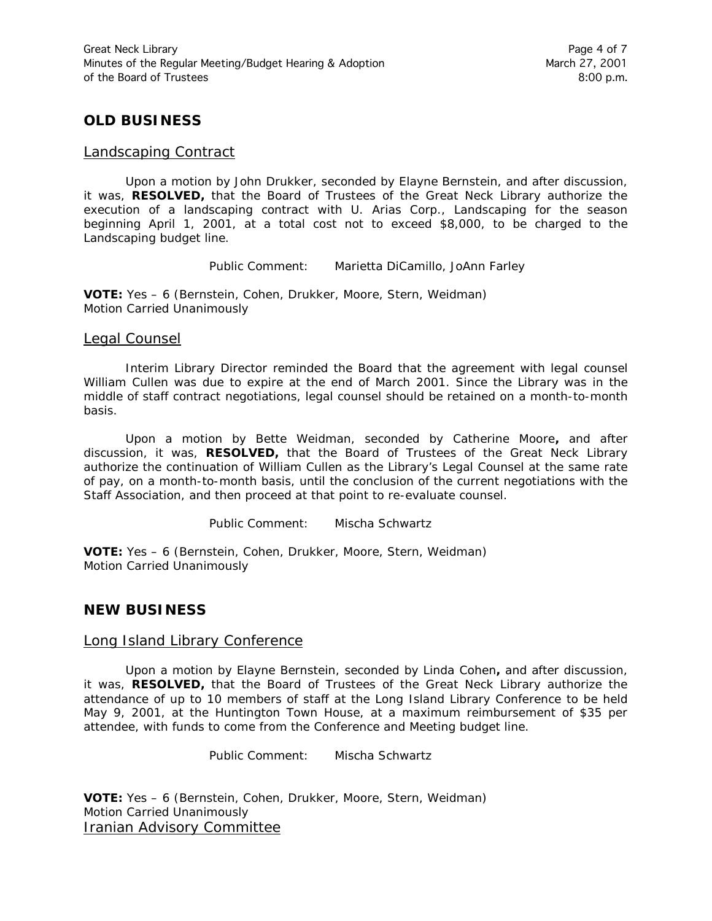## OLD BUSINESS

### Landscaping Contract

Upon a motion by John Drukker, seconded by Elayne Bernstein, and after discussion, it was, **RESOLVED,** that the Board of Trustees of the Great Neck Library authorize the execution of a landscaping contract with U. Arias Corp., Landscaping for the season beginning April 1, 2001, at a total cost not to exceed $8,000, to be charged to the Landscaping budget line.

Public Comment: Marietta DiCamillo, JoAnn Farley

**VOTE:** Yes – 6 (Bernstein, Cohen, Drukker, Moore, Stern, Weidman)
Motion Carried Unanimously

### Legal Counsel

Interim Library Director reminded the Board that the agreement with legal counsel William Cullen was due to expire at the end of March 2001. Since the Library was in the middle of staff contract negotiations, legal counsel should be retained on a month-to-month basis.

Upon a motion by Bette Weidman, seconded by Catherine Moore**,** and after discussion, it was, **RESOLVED,** that the Board of Trustees of the Great Neck Library authorize the continuation of William Cullen as the Library's Legal Counsel at the same rate of pay, on a month-to-month basis, until the conclusion of the current negotiations with the Staff Association, and then proceed at that point to re-evaluate counsel.

Public Comment: Mischa Schwartz

**VOTE:** Yes – 6 (Bernstein, Cohen, Drukker, Moore, Stern, Weidman)
Motion Carried Unanimously

## NEW BUSINESS

### Long Island Library Conference

Upon a motion by Elayne Bernstein, seconded by Linda Cohen**,** and after discussion, it was, **RESOLVED,** that the Board of Trustees of the Great Neck Library authorize the attendance of up to 10 members of staff at the Long Island Library Conference to be held May 9, 2001, at the Huntington Town House, at a maximum reimbursement of $35 per attendee, with funds to come from the Conference and Meeting budget line.

Public Comment: Mischa Schwartz

**VOTE:** Yes – 6 (Bernstein, Cohen, Drukker, Moore, Stern, Weidman)
Motion Carried Unanimously

### Iranian Advisory Committee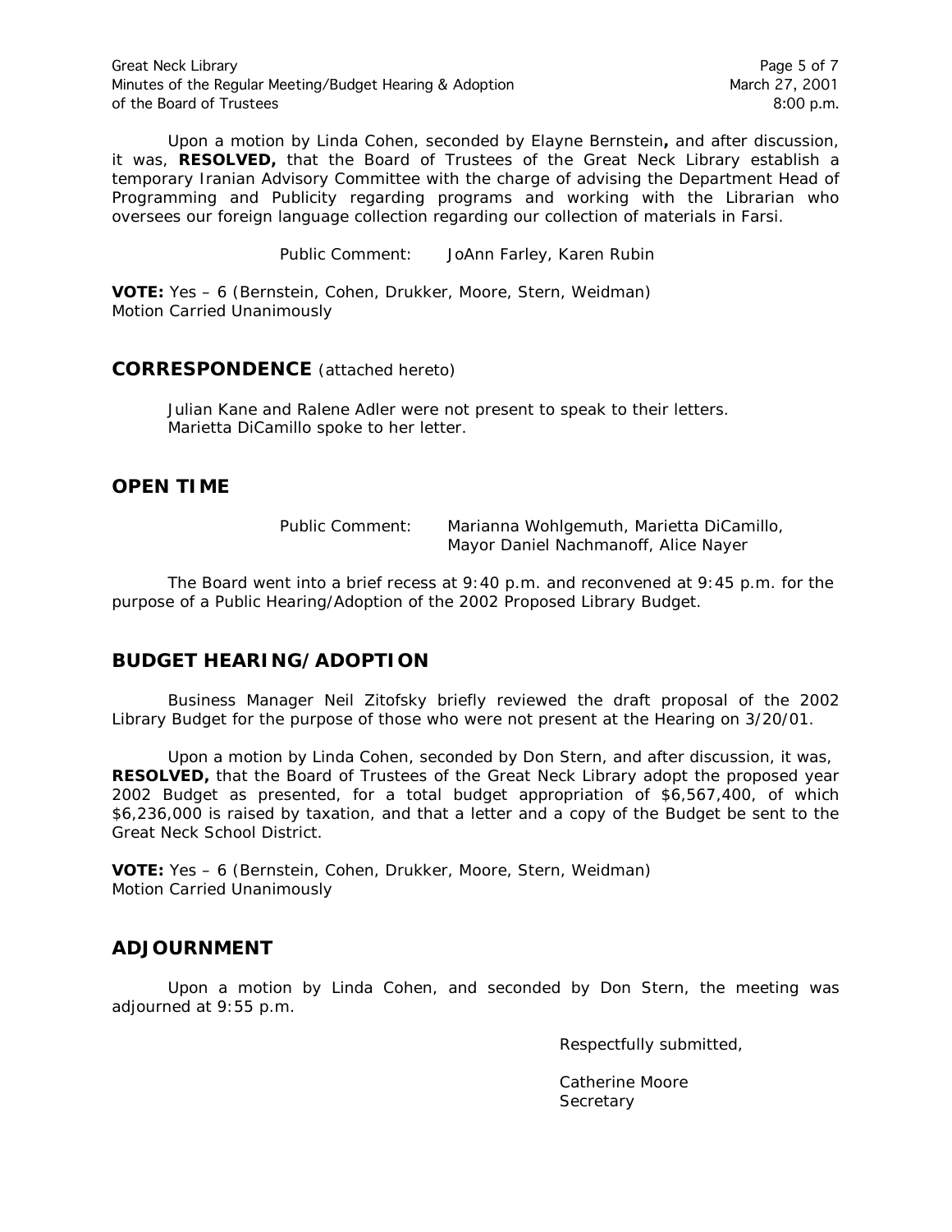Upon a motion by Linda Cohen, seconded by Elayne Bernstein**,** and after discussion, it was, **RESOLVED,** that the Board of Trustees of the Great Neck Library establish a temporary Iranian Advisory Committee with the charge of advising the Department Head of Programming and Publicity regarding programs and working with the Librarian who oversees our foreign language collection regarding our collection of materials in Farsi.

Public Comment: JoAnn Farley, Karen Rubin

**VOTE:** Yes – 6 (Bernstein, Cohen, Drukker, Moore, Stern, Weidman)
Motion Carried Unanimously

## CORRESPONDENCE (attached hereto)

Julian Kane and Ralene Adler were not present to speak to their letters.
Marietta DiCamillo spoke to her letter.

## OPEN TIME

Public Comment: Marianna Wohlgemuth, Marietta DiCamillo, Mayor Daniel Nachmanoff, Alice Nayer

The Board went into a brief recess at 9:40 p.m. and reconvened at 9:45 p.m. for the purpose of a Public Hearing/Adoption of the 2002 Proposed Library Budget.

## BUDGET HEARING/ADOPTION

Business Manager Neil Zitofsky briefly reviewed the draft proposal of the 2002 Library Budget for the purpose of those who were not present at the Hearing on 3/20/01.

Upon a motion by Linda Cohen, seconded by Don Stern, and after discussion, it was, **RESOLVED,** that the Board of Trustees of the Great Neck Library adopt the proposed year 2002 Budget as presented, for a total budget appropriation of $6,567,400, of which $6,236,000 is raised by taxation, and that a letter and a copy of the Budget be sent to the Great Neck School District.

**VOTE:** Yes – 6 (Bernstein, Cohen, Drukker, Moore, Stern, Weidman)
Motion Carried Unanimously

## ADJOURNMENT

Upon a motion by Linda Cohen, and seconded by Don Stern, the meeting was adjourned at 9:55 p.m.

Respectfully submitted,

Catherine Moore
Secretary